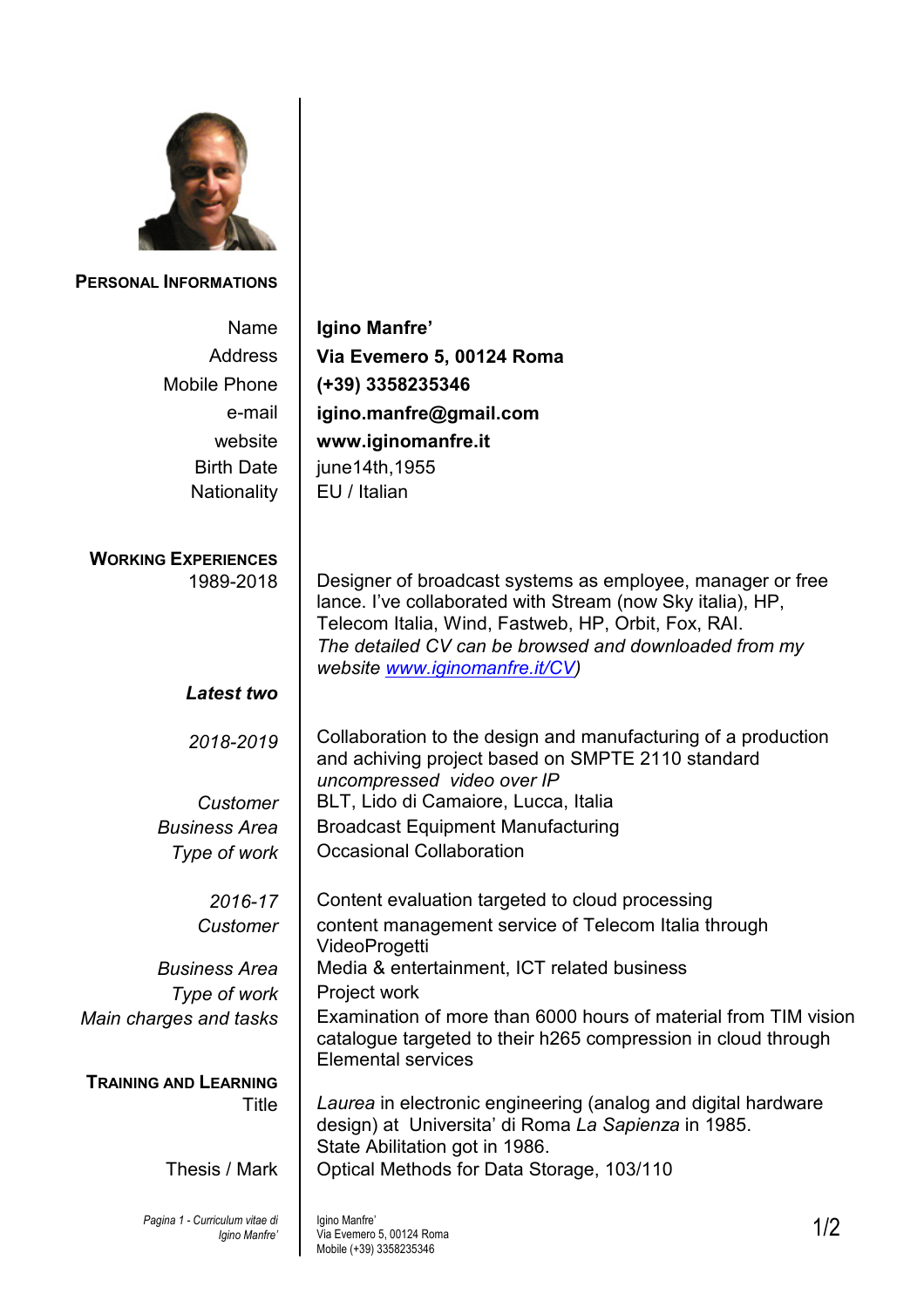## Personal Informations

| | |
|---|---|
| Name | **Igino Manfre'** |
| Address | **Via Evemero 5, 00124 Roma** |
| Mobile Phone | **(+39) 3358235346** |
| e-mail | **igino.manfre@gmail.com** |
| website | **www.iginomanfre.it** |
| Birth Date | june14th,1955 |
| Nationality | EU / Italian |

## Working Experiences

| | |
|---|---|
| 1989-2018 | Designer of broadcast systems as employee, manager or free lance. I've collaborated with Stream (now Sky italia), HP, Telecom Italia, Wind, Fastweb, HP, Orbit, Fox, RAI. *The detailed CV can be browsed and downloaded from my website [www.iginomanfre.it/CV](www.iginomanfre.it/CV))* |
| ***Latest two*** | |
| *2018-2019* | Collaboration to the design and manufacturing of a production and achiving project based on SMPTE 2110 standard *uncompressed video over IP* |
| *Customer* | BLT, Lido di Camaiore, Lucca, Italia |
| *Business Area* | Broadcast Equipment Manufacturing |
| *Type of work* | Occasional Collaboration |
| *2016-17* | Content evaluation targeted to cloud processing |
| *Customer* | content management service of Telecom Italia through VideoProgetti |
| *Business Area* | Media & entertainment, ICT related business |
| *Type of work* | Project work |
| *Main charges and tasks* | Examination of more than 6000 hours of material from TIM vision catalogue targeted to their h265 compression in cloud through Elemental services |

## Training and Learning

| | |
|---|---|
| Title | *Laurea* in electronic engineering (analog and digital hardware design) at Universita' di Roma *La Sapienza* in 1985. State Abilitation got in 1986. |
| Thesis / Mark | Optical Methods for Data Storage, 103/110 |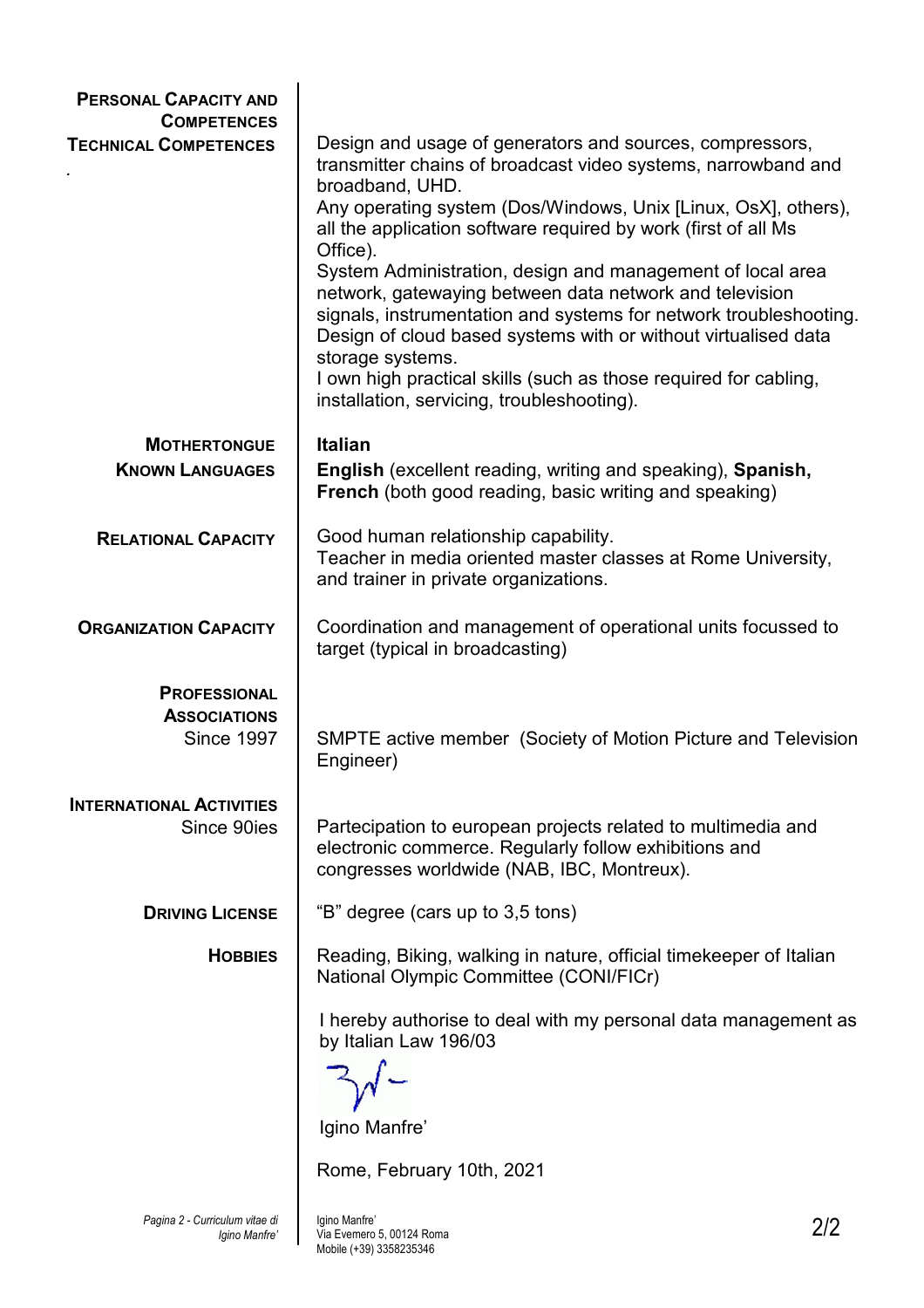## Personal Capacity and Competences

**Technical Competences**

Design and usage of generators and sources, compressors, transmitter chains of broadcast video systems, narrowband and broadband, UHD.
Any operating system (Dos/Windows, Unix [Linux, OsX], others), all the application software required by work (first of all Ms Office).
System Administration, design and management of local area network, gatewaying between data network and television signals, instrumentation and systems for network troubleshooting.
Design of cloud based systems with or without virtualised data storage systems.
I own high practical skills (such as those required for cabling, installation, servicing, troubleshooting).

**Mothertongue**

**Italian**

**Known Languages**

**English** (excellent reading, writing and speaking), **Spanish, French** (both good reading, basic writing and speaking)

**Relational Capacity**

Good human relationship capability.
Teacher in media oriented master classes at Rome University, and trainer in private organizations.

**Organization Capacity**

Coordination and management of operational units focussed to target (typical in broadcasting)

**Professional Associations**

Since 1997

SMPTE active member (Society of Motion Picture and Television Engineer)

**International Activities**

Since 90ies

Partecipation to european projects related to multimedia and electronic commerce. Regularly follow exhibitions and congresses worldwide (NAB, IBC, Montreux).

**Driving License**

"B" degree (cars up to 3,5 tons)

**Hobbies**

Reading, Biking, walking in nature, official timekeeper of Italian National Olympic Committee (CONI/FICr)

I hereby authorise to deal with my personal data management as by Italian Law 196/03

Igino Manfre'

Rome, February 10th, 2021

*Pagina 2 - Curriculum vitae di Igino Manfre'*

Igino Manfre'
Via Evemero 5, 00124 Roma
Mobile (+39) 3358235346